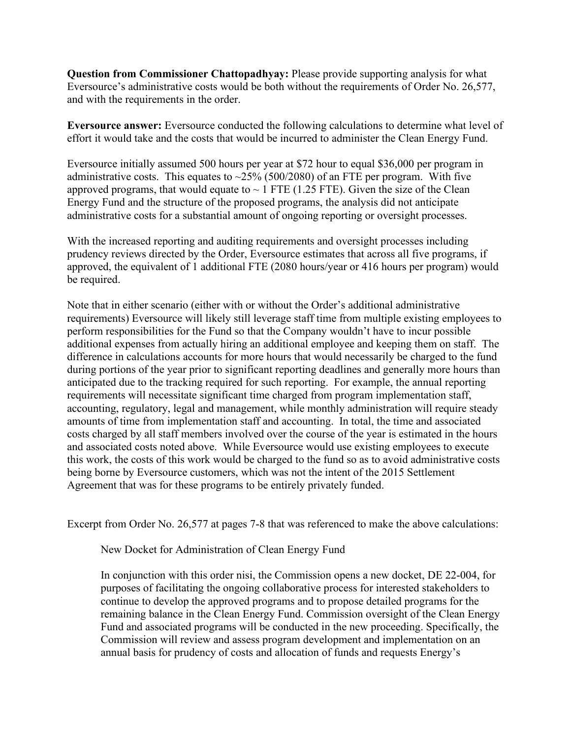**Question from Commissioner Chattopadhyay:** Please provide supporting analysis for what Eversource's administrative costs would be both without the requirements of Order No. 26,577, and with the requirements in the order.

**Eversource answer:** Eversource conducted the following calculations to determine what level of effort it would take and the costs that would be incurred to administer the Clean Energy Fund.

Eversource initially assumed 500 hours per year at $72 hour to equal $36,000 per program in administrative costs. This equates to ~25% (500/2080) of an FTE per program. With five approved programs, that would equate to ~ 1 FTE (1.25 FTE). Given the size of the Clean Energy Fund and the structure of the proposed programs, the analysis did not anticipate administrative costs for a substantial amount of ongoing reporting or oversight processes.

With the increased reporting and auditing requirements and oversight processes including prudency reviews directed by the Order, Eversource estimates that across all five programs, if approved, the equivalent of 1 additional FTE (2080 hours/year or 416 hours per program) would be required.

Note that in either scenario (either with or without the Order's additional administrative requirements) Eversource will likely still leverage staff time from multiple existing employees to perform responsibilities for the Fund so that the Company wouldn't have to incur possible additional expenses from actually hiring an additional employee and keeping them on staff. The difference in calculations accounts for more hours that would necessarily be charged to the fund during portions of the year prior to significant reporting deadlines and generally more hours than anticipated due to the tracking required for such reporting. For example, the annual reporting requirements will necessitate significant time charged from program implementation staff, accounting, regulatory, legal and management, while monthly administration will require steady amounts of time from implementation staff and accounting. In total, the time and associated costs charged by all staff members involved over the course of the year is estimated in the hours and associated costs noted above. While Eversource would use existing employees to execute this work, the costs of this work would be charged to the fund so as to avoid administrative costs being borne by Eversource customers, which was not the intent of the 2015 Settlement Agreement that was for these programs to be entirely privately funded.

Excerpt from Order No. 26,577 at pages 7-8 that was referenced to make the above calculations:

> New Docket for Administration of Clean Energy Fund
>
> In conjunction with this order nisi, the Commission opens a new docket, DE 22-004, for purposes of facilitating the ongoing collaborative process for interested stakeholders to continue to develop the approved programs and to propose detailed programs for the remaining balance in the Clean Energy Fund. Commission oversight of the Clean Energy Fund and associated programs will be conducted in the new proceeding. Specifically, the Commission will review and assess program development and implementation on an annual basis for prudency of costs and allocation of funds and requests Energy's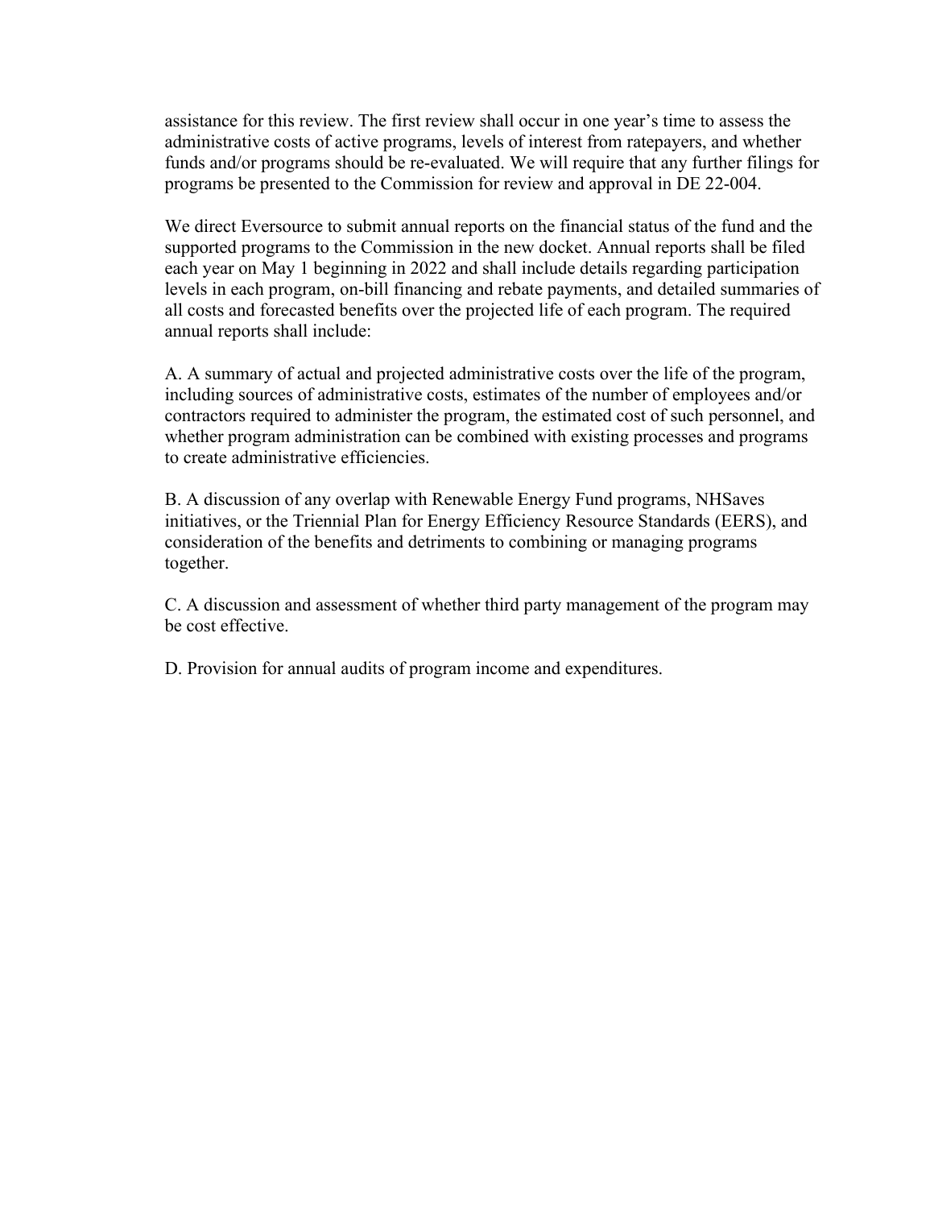assistance for this review. The first review shall occur in one year's time to assess the administrative costs of active programs, levels of interest from ratepayers, and whether funds and/or programs should be re-evaluated. We will require that any further filings for programs be presented to the Commission for review and approval in DE 22-004.

We direct Eversource to submit annual reports on the financial status of the fund and the supported programs to the Commission in the new docket. Annual reports shall be filed each year on May 1 beginning in 2022 and shall include details regarding participation levels in each program, on-bill financing and rebate payments, and detailed summaries of all costs and forecasted benefits over the projected life of each program. The required annual reports shall include:

A. A summary of actual and projected administrative costs over the life of the program, including sources of administrative costs, estimates of the number of employees and/or contractors required to administer the program, the estimated cost of such personnel, and whether program administration can be combined with existing processes and programs to create administrative efficiencies.

B. A discussion of any overlap with Renewable Energy Fund programs, NHSaves initiatives, or the Triennial Plan for Energy Efficiency Resource Standards (EERS), and consideration of the benefits and detriments to combining or managing programs together.

C. A discussion and assessment of whether third party management of the program may be cost effective.

D. Provision for annual audits of program income and expenditures.